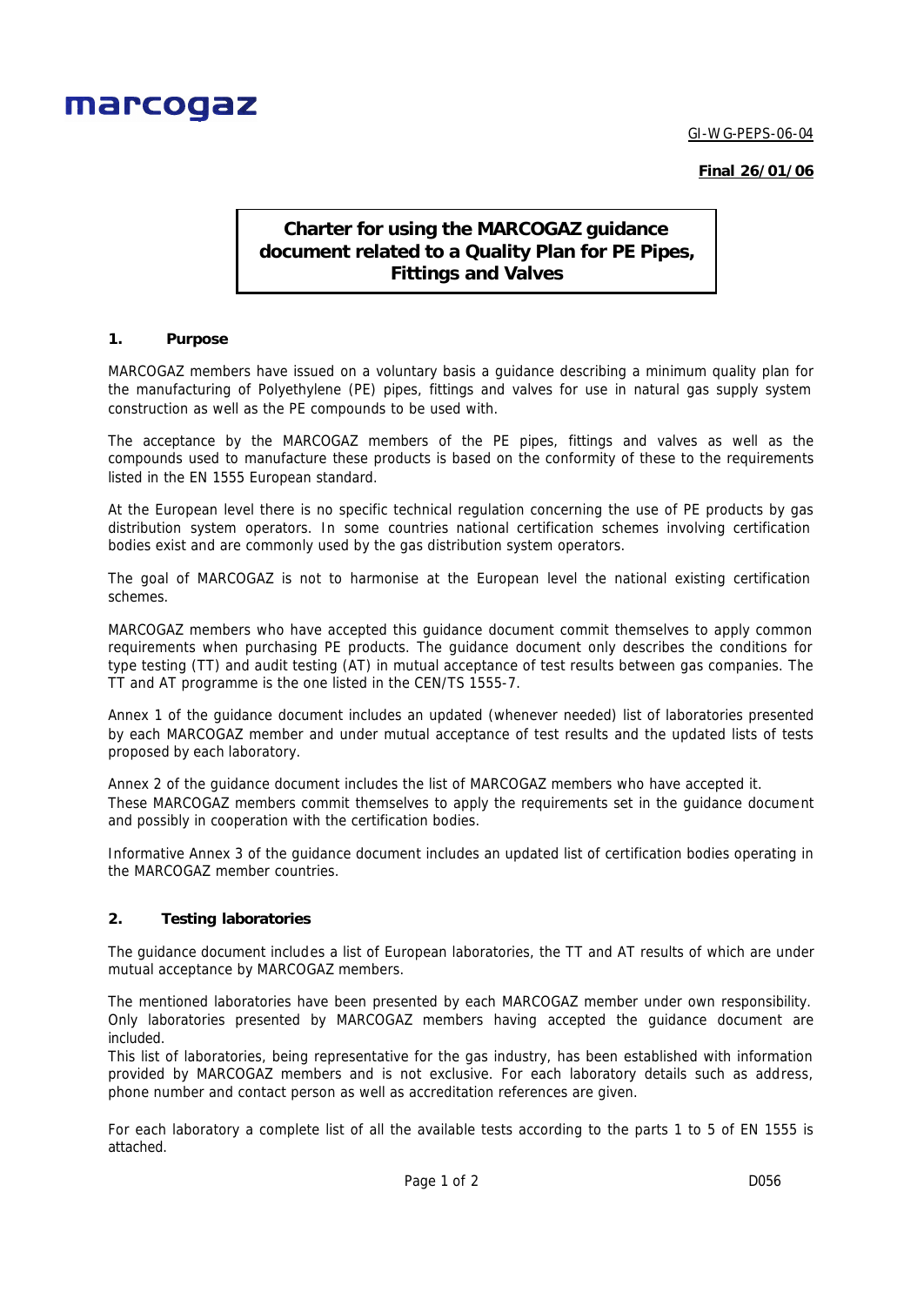marcogaz

GI-WG-PEPS-06-04

**Final 26/01/06**

# Charter for using the MARCOGAZ guidance document related to a Quality Plan for PE Pipes, Fittings and Valves

## 1. Purpose

MARCOGAZ members have issued on a voluntary basis a guidance describing a minimum quality plan for the manufacturing of Polyethylene (PE) pipes, fittings and valves for use in natural gas supply system construction as well as the PE compounds to be used with.

The acceptance by the MARCOGAZ members of the PE pipes, fittings and valves as well as the compounds used to manufacture these products is based on the conformity of these to the requirements listed in the EN 1555 European standard.

At the European level there is no specific technical regulation concerning the use of PE products by gas distribution system operators. In some countries national certification schemes involving certification bodies exist and are commonly used by the gas distribution system operators.

The goal of MARCOGAZ is not to harmonise at the European level the national existing certification schemes.

MARCOGAZ members who have accepted this guidance document commit themselves to apply common requirements when purchasing PE products. The guidance document only describes the conditions for type testing (TT) and audit testing (AT) in mutual acceptance of test results between gas companies. The TT and AT programme is the one listed in the CEN/TS 1555-7.

Annex 1 of the guidance document includes an updated (whenever needed) list of laboratories presented by each MARCOGAZ member and under mutual acceptance of test results and the updated lists of tests proposed by each laboratory.

Annex 2 of the guidance document includes the list of MARCOGAZ members who have accepted it.
These MARCOGAZ members commit themselves to apply the requirements set in the guidance document and possibly in cooperation with the certification bodies.

Informative Annex 3 of the guidance document includes an updated list of certification bodies operating in the MARCOGAZ member countries.

## 2. Testing laboratories

The guidance document includes a list of European laboratories, the TT and AT results of which are under mutual acceptance by MARCOGAZ members.

The mentioned laboratories have been presented by each MARCOGAZ member under own responsibility. Only laboratories presented by MARCOGAZ members having accepted the guidance document are included.
This list of laboratories, being representative for the gas industry, has been established with information provided by MARCOGAZ members and is not exclusive. For each laboratory details such as address, phone number and contact person as well as accreditation references are given.

For each laboratory a complete list of all the available tests according to the parts 1 to 5 of EN 1555 is attached.

D056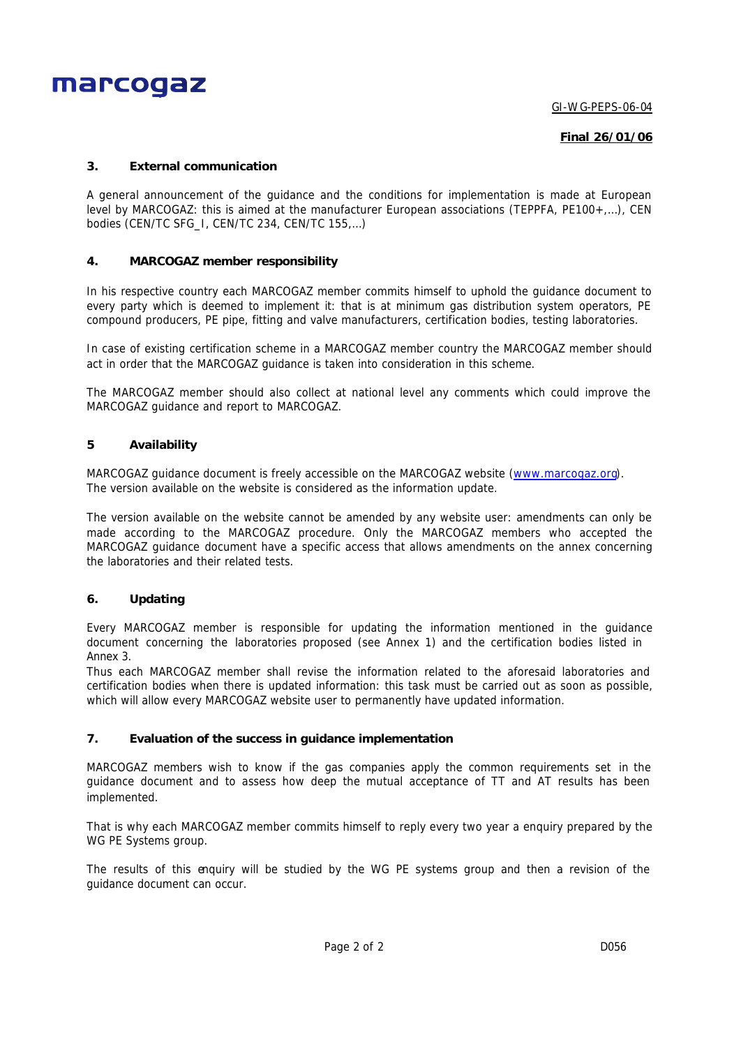### 3. External communication

A general announcement of the guidance and the conditions for implementation is made at European level by MARCOGAZ: this is aimed at the manufacturer European associations (TEPPFA, PE100+,…), CEN bodies (CEN/TC SFG_I, CEN/TC 234, CEN/TC 155,…)

### 4. MARCOGAZ member responsibility

In his respective country each MARCOGAZ member commits himself to uphold the guidance document to every party which is deemed to implement it: that is at minimum gas distribution system operators, PE compound producers, PE pipe, fitting and valve manufacturers, certification bodies, testing laboratories.

In case of existing certification scheme in a MARCOGAZ member country the MARCOGAZ member should act in order that the MARCOGAZ guidance is taken into consideration in this scheme.

The MARCOGAZ member should also collect at national level any comments which could improve the MARCOGAZ guidance and report to MARCOGAZ.

### 5 Availability

MARCOGAZ guidance document is freely accessible on the MARCOGAZ website (www.marcogaz.org). The version available on the website is considered as the information update.

The version available on the website cannot be amended by any website user: amendments can only be made according to the MARCOGAZ procedure. Only the MARCOGAZ members who accepted the MARCOGAZ guidance document have a specific access that allows amendments on the annex concerning the laboratories and their related tests.

### 6. Updating

Every MARCOGAZ member is responsible for updating the information mentioned in the guidance document concerning the laboratories proposed (see Annex 1) and the certification bodies listed in Annex 3.
Thus each MARCOGAZ member shall revise the information related to the aforesaid laboratories and certification bodies when there is updated information: this task must be carried out as soon as possible, which will allow every MARCOGAZ website user to permanently have updated information.

### 7. Evaluation of the success in guidance implementation

MARCOGAZ members wish to know if the gas companies apply the common requirements set in the guidance document and to assess how deep the mutual acceptance of TT and AT results has been implemented.

That is why each MARCOGAZ member commits himself to reply every two year a enquiry prepared by the WG PE Systems group.

The results of this enquiry will be studied by the WG PE systems group and then a revision of the guidance document can occur.